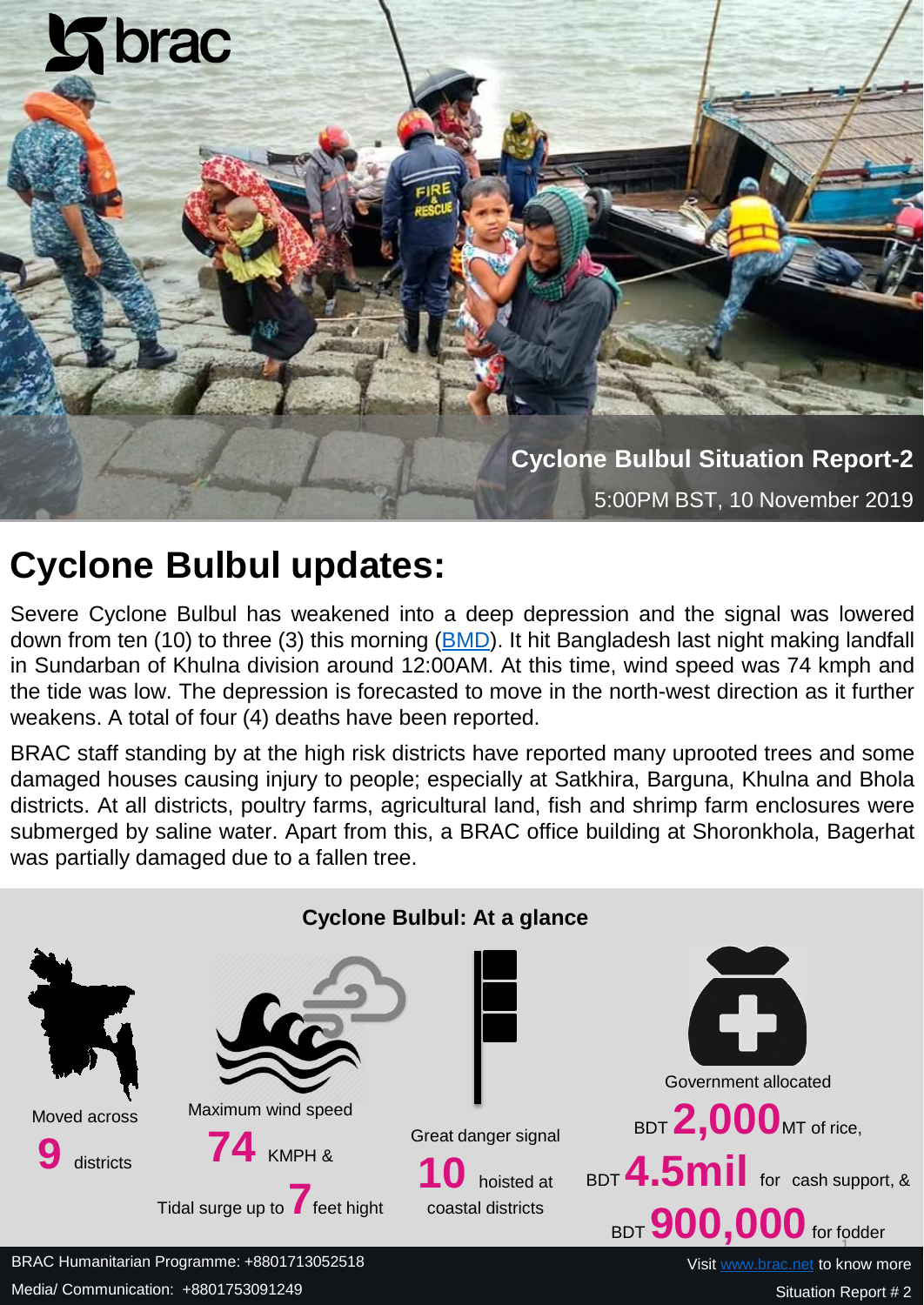brac

**Cyclone Bulbul Situation Report-2**

5:00PM BST, 10 November 2019

# Cyclone Bulbul updates:

Severe Cyclone Bulbul has weakened into a deep depression and the signal was lowered down from ten (10) to three (3) this morning (BMD). It hit Bangladesh last night making landfall in Sundarban of Khulna division around 12:00AM. At this time, wind speed was 74 kmph and the tide was low. The depression is forecasted to move in the north-west direction as it further weakens. A total of four (4) deaths have been reported.

BRAC staff standing by at the high risk districts have reported many uprooted trees and some damaged houses causing injury to people; especially at Satkhira, Barguna, Khulna and Bhola districts. At all districts, poultry farms, agricultural land, fish and shrimp farm enclosures were submerged by saline water. Apart from this, a BRAC office building at Shoronkhola, Bagerhat was partially damaged due to a fallen tree.

## Cyclone Bulbul: At a glance

Moved across **9** districts

Maximum wind speed **74** KMPH & Tidal surge up to **7** feet hight

Great danger signal **10** hoisted at coastal districts

Government allocated BDT **2,000** MT of rice, BDT **4.5mil** for cash support, & BDT **900,000** for fodder

BRAC Humanitarian Programme: +8801713052518

Media/ Communication: +8801753091249

Visit www.brac.net to know more

Situation Report # 2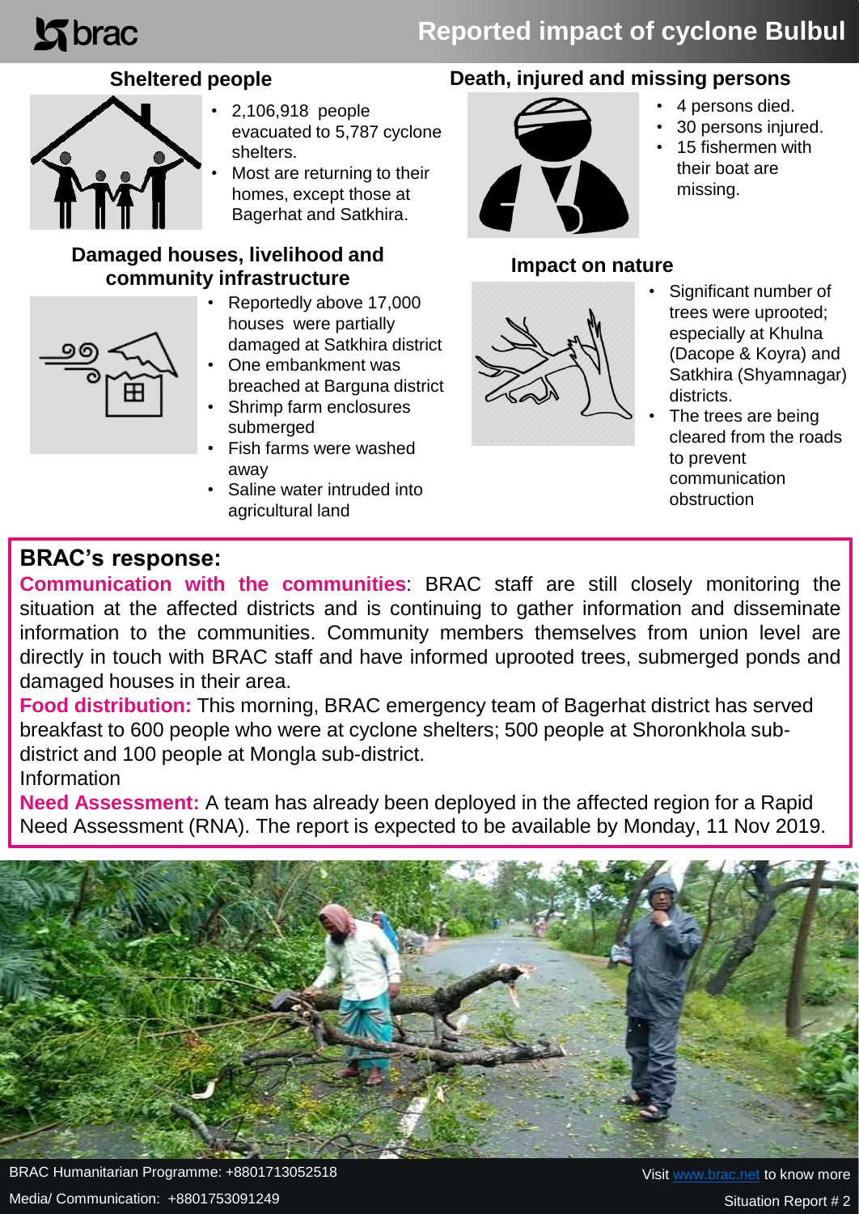# Reported impact of cyclone Bulbul

## Sheltered people

- 2,106,918 people evacuated to 5,787 cyclone shelters.
- Most are returning to their homes, except those at Bagerhat and Satkhira.

## Death, injured and missing persons

- 4 persons died.
- 30 persons injured.
- 15 fishermen with their boat are missing.

## Damaged houses, livelihood and community infrastructure

- Reportedly above 17,000 houses were partially damaged at Satkhira district
- One embankment was breached at Barguna district
- Shrimp farm enclosures submerged
- Fish farms were washed away
- Saline water intruded into agricultural land

## Impact on nature

- Significant number of trees were uprooted; especially at Khulna (Dacope & Koyra) and Satkhira (Shyamnagar) districts.
- The trees are being cleared from the roads to prevent communication obstruction

## BRAC's response:

**Communication with the communities**: BRAC staff are still closely monitoring the situation at the affected districts and is continuing to gather information and disseminate information to the communities. Community members themselves from union level are directly in touch with BRAC staff and have informed uprooted trees, submerged ponds and damaged houses in their area.

**Food distribution:** This morning, BRAC emergency team of Bagerhat district has served breakfast to 600 people who were at cyclone shelters; 500 people at Shoronkhola sub-district and 100 people at Mongla sub-district.

Information

**Need Assessment:** A team has already been deployed in the affected region for a Rapid Need Assessment (RNA). The report is expected to be available by Monday, 11 Nov 2019.

BRAC Humanitarian Programme: +8801713052518

Media/ Communication: +8801753091249

Visit www.brac.net to know more

Situation Report # 2